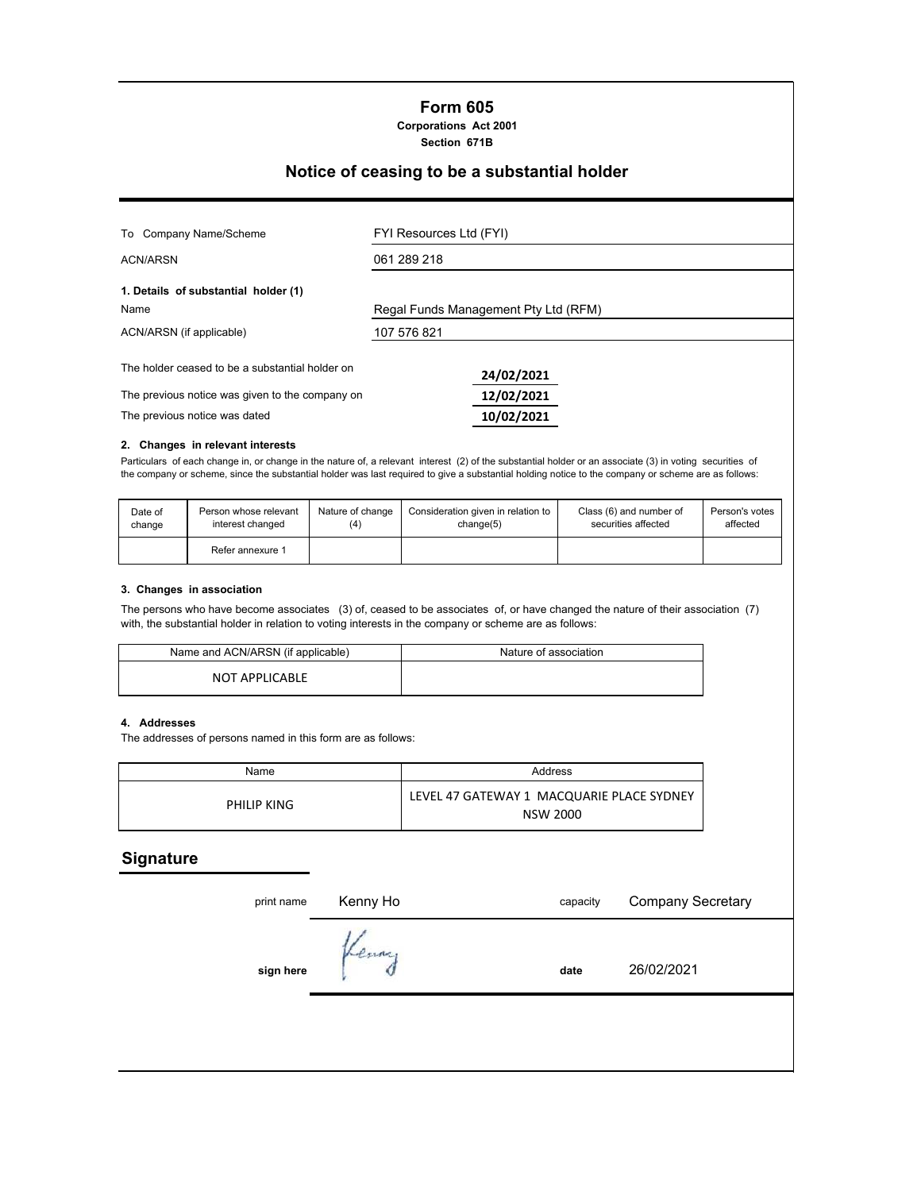# Form 605

**Corporations Act 2001**

**Section 671B**

## Notice of ceasing to be a substantial holder

| | |
|---|---|
| To Company Name/Scheme | FYI Resources Ltd (FYI) |
| ACN/ARSN | 061 289 218 |

**1. Details of substantial holder (1)**

| | |
|---|---|
| Name | Regal Funds Management Pty Ltd (RFM) |
| ACN/ARSN (if applicable) | 107 576 821 |

| | |
|---|---|
| The holder ceased to be a substantial holder on | 24/02/2021 |
| The previous notice was given to the company on | 12/02/2021 |
| The previous notice was dated | 10/02/2021 |

**2. Changes in relevant interests**

Particulars of each change in, or change in the nature of, a relevant interest (2) of the substantial holder or an associate (3) in voting securities of the company or scheme, since the substantial holder was last required to give a substantial holding notice to the company or scheme are as follows:

| Date of change | Person whose relevant interest changed | Nature of change (4) | Consideration given in relation to change(5) | Class (6) and number of securities affected | Person's votes affected |
|---|---|---|---|---|---|
| | Refer annexure 1 | | | | |

**3. Changes in association**

The persons who have become associates (3) of, ceased to be associates of, or have changed the nature of their association (7) with, the substantial holder in relation to voting interests in the company or scheme are as follows:

| Name and ACN/ARSN (if applicable) | Nature of association |
|---|---|
| NOT APPLICABLE | |

**4. Addresses**

The addresses of persons named in this form are as follows:

| Name | Address |
|---|---|
| PHILIP KING | LEVEL 47 GATEWAY 1 MACQUARIE PLACE SYDNEY NSW 2000 |

## Signature

print name Kenny Ho capacity Company Secretary

**sign here** [signature] **date** 26/02/2021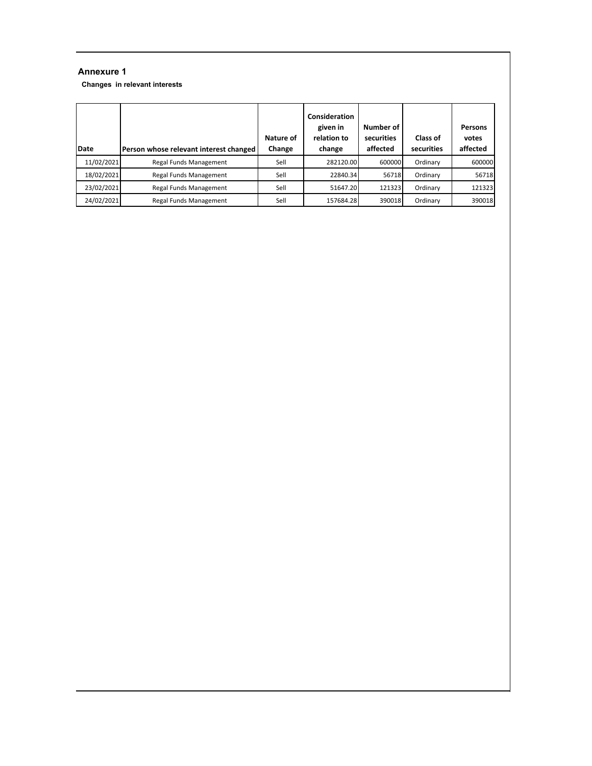## Annexure 1

**Changes in relevant interests**

| Date | Person whose relevant interest changed | Nature of Change | Consideration given in relation to change | Number of securities affected | Class of securities | Persons votes affected |
|---|---|---|---|---|---|---|
| 11/02/2021 | Regal Funds Management | Sell | 282120.00 | 600000 | Ordinary | 600000 |
| 18/02/2021 | Regal Funds Management | Sell | 22840.34 | 56718 | Ordinary | 56718 |
| 23/02/2021 | Regal Funds Management | Sell | 51647.20 | 121323 | Ordinary | 121323 |
| 24/02/2021 | Regal Funds Management | Sell | 157684.28 | 390018 | Ordinary | 390018 |